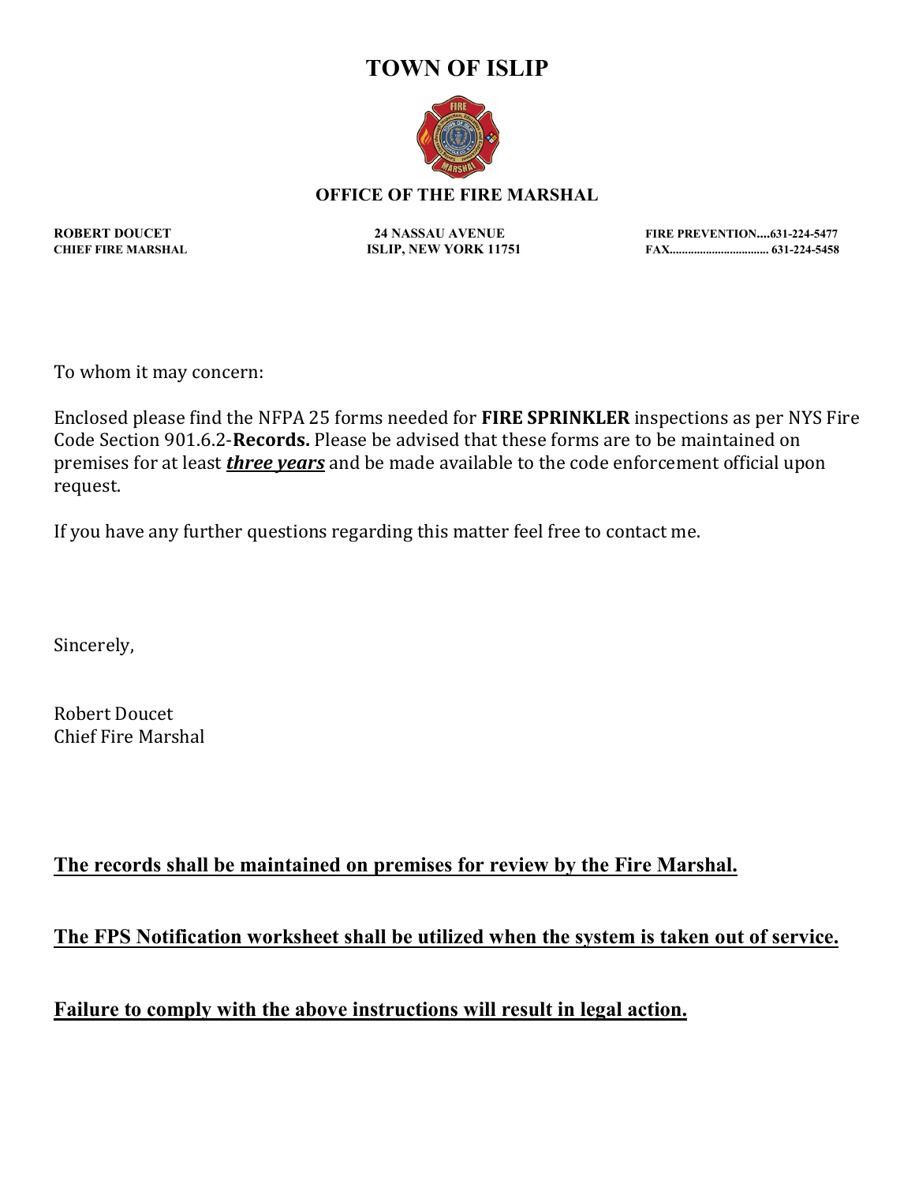# TOWN OF ISLIP

## OFFICE OF THE FIRE MARSHAL

**ROBERT DOUCET**
**CHIEF FIRE MARSHAL**

**24 NASSAU AVENUE**
**ISLIP, NEW YORK 11751**

**FIRE PREVENTION....631-224-5477**
**FAX................................ 631-224-5458**

To whom it may concern:

Enclosed please find the NFPA 25 forms needed for **FIRE SPRINKLER** inspections as per NYS Fire Code Section 901.6.2-**Records.** Please be advised that these forms are to be maintained on premises for at least ***<u>three years</u>*** and be made available to the code enforcement official upon request.

If you have any further questions regarding this matter feel free to contact me.

Sincerely,

Robert Doucet
Chief Fire Marshal

**<u>The records shall be maintained on premises for review by the Fire Marshal.</u>**

**<u>The FPS Notification worksheet shall be utilized when the system is taken out of service.</u>**

**<u>Failure to comply with the above instructions will result in legal action.</u>**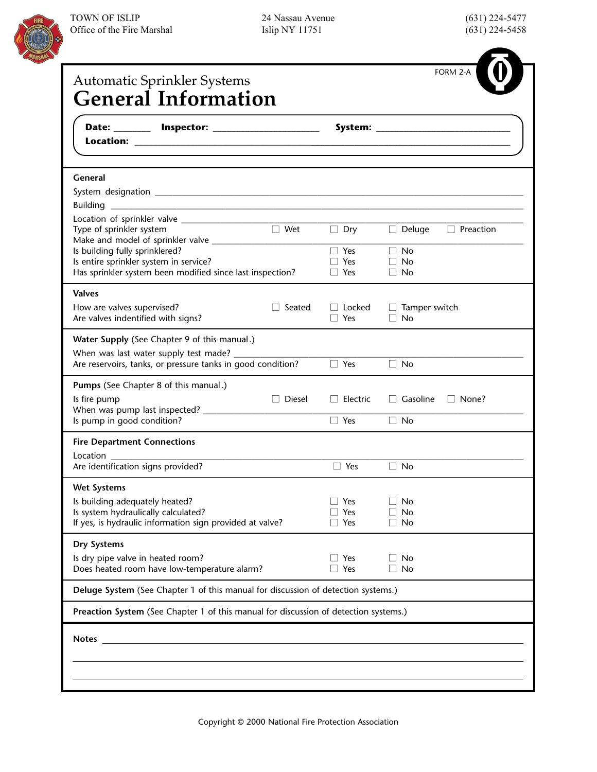TOWN OF ISLIP
Office of the Fire Marshal

24 Nassau Avenue
Islip NY 11751

(631) 224-5477
(631) 224-5458

FORM 2-A

# Automatic Sprinkler Systems
# General Information

**Date:** _______ **Inspector:** ____________________ **System:** __________________________

**Location:** ______________________________________________________________________

### General

System designation ______________________________________________________________

Building ______________________________________________________________________

Location of sprinkler valve ________________________________________________________

Type of sprinkler system ☐ Wet ☐ Dry ☐ Deluge ☐ Preaction

Make and model of sprinkler valve __________________________________________________

Is building fully sprinklered? ☐ Yes ☐ No

Is entire sprinkler system in service? ☐ Yes ☐ No

Has sprinkler system been modified since last inspection? ☐ Yes ☐ No

### Valves

How are valves supervised? ☐ Seated ☐ Locked ☐ Tamper switch

Are valves indentified with signs? ☐ Yes ☐ No

### Water Supply (See Chapter 9 of this manual.)

When was last water supply test made? ____________________________________________

Are reservoirs, tanks, or pressure tanks in good condition? ☐ Yes ☐ No

### Pumps (See Chapter 8 of this manual.)

Is fire pump ☐ Diesel ☐ Electric ☐ Gasoline ☐ None?

When was pump last inspected? ____________________________________________________

Is pump in good condition? ☐ Yes ☐ No

### Fire Department Connections

Location ______________________________________________________________________

Are identification signs provided? ☐ Yes ☐ No

### Wet Systems

Is building adequately heated? ☐ Yes ☐ No

Is system hydraulically calculated? ☐ Yes ☐ No

If yes, is hydraulic information sign provided at valve? ☐ Yes ☐ No

### Dry Systems

Is dry pipe valve in heated room? ☐ Yes ☐ No

Does heated room have low-temperature alarm? ☐ Yes ☐ No

### Deluge System (See Chapter 1 of this manual for discussion of detection systems.)

### Preaction System (See Chapter 1 of this manual for discussion of detection systems.)

**Notes** ______________________________________________________________________

_______________________________________________________________________________

_______________________________________________________________________________

Copyright © 2000 National Fire Protection Association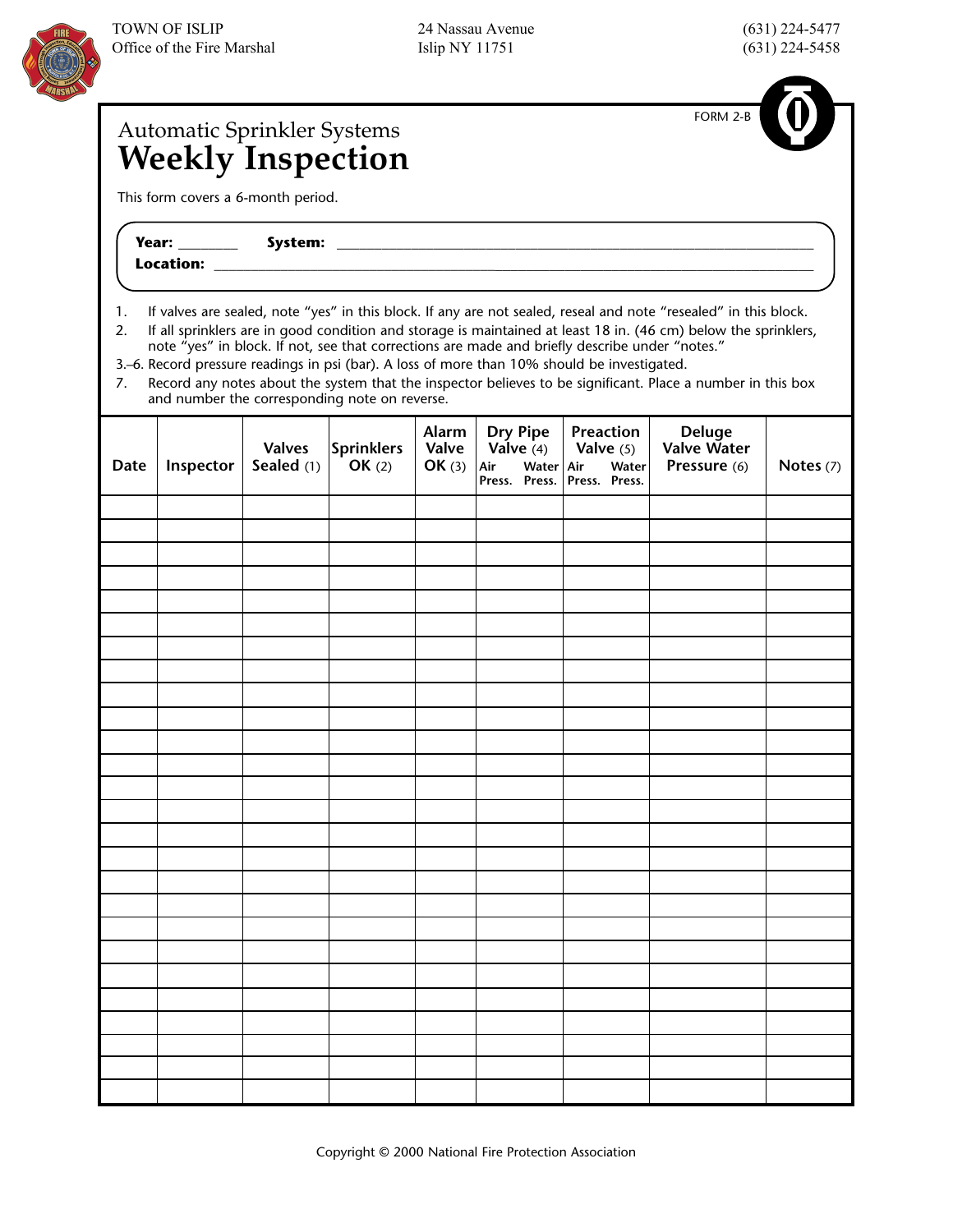TOWN OF ISLIP
Office of the Fire Marshal

24 Nassau Avenue
Islip NY 11751

(631) 224-5477
(631) 224-5458

FORM 2-B

Automatic Sprinkler Systems

# Weekly Inspection

This form covers a 6-month period.

**Year:** ________ **System:** ________________________________________________

**Location:** ________________________________________________________________

1. If valves are sealed, note "yes" in this block. If any are not sealed, reseal and note "resealed" in this block.
2. If all sprinklers are in good condition and storage is maintained at least 18 in. (46 cm) below the sprinklers, note "yes" in block. If not, see that corrections are made and briefly describe under "notes."

3.–6. Record pressure readings in psi (bar). A loss of more than 10% should be investigated.

7. Record any notes about the system that the inspector believes to be significant. Place a number in this box and number the corresponding note on reverse.

| Date | Inspector | Valves Sealed (1) | Sprinklers OK (2) | Alarm Valve OK (3) | Dry Pipe Valve (4) | | Preaction Valve (5) | | Deluge Valve Water Pressure (6) | Notes (7) |
|---|---|---|---|---|---|---|---|---|---|---|
| | | | | | Air Press. | Water Press. | Air Press. | Water Press. | | |
| | | | | | | | | | | |
| | | | | | | | | | | |
| | | | | | | | | | | |
| | | | | | | | | | | |
| | | | | | | | | | | |
| | | | | | | | | | | |
| | | | | | | | | | | |
| | | | | | | | | | | |
| | | | | | | | | | | |
| | | | | | | | | | | |
| | | | | | | | | | | |
| | | | | | | | | | | |
| | | | | | | | | | | |
| | | | | | | | | | | |
| | | | | | | | | | | |
| | | | | | | | | | | |
| | | | | | | | | | | |
| | | | | | | | | | | |
| | | | | | | | | | | |
| | | | | | | | | | | |
| | | | | | | | | | | |
| | | | | | | | | | | |
| | | | | | | | | | | |
| | | | | | | | | | | |
| | | | | | | | | | | |
| | | | | | | | | | | |

Copyright © 2000 National Fire Protection Association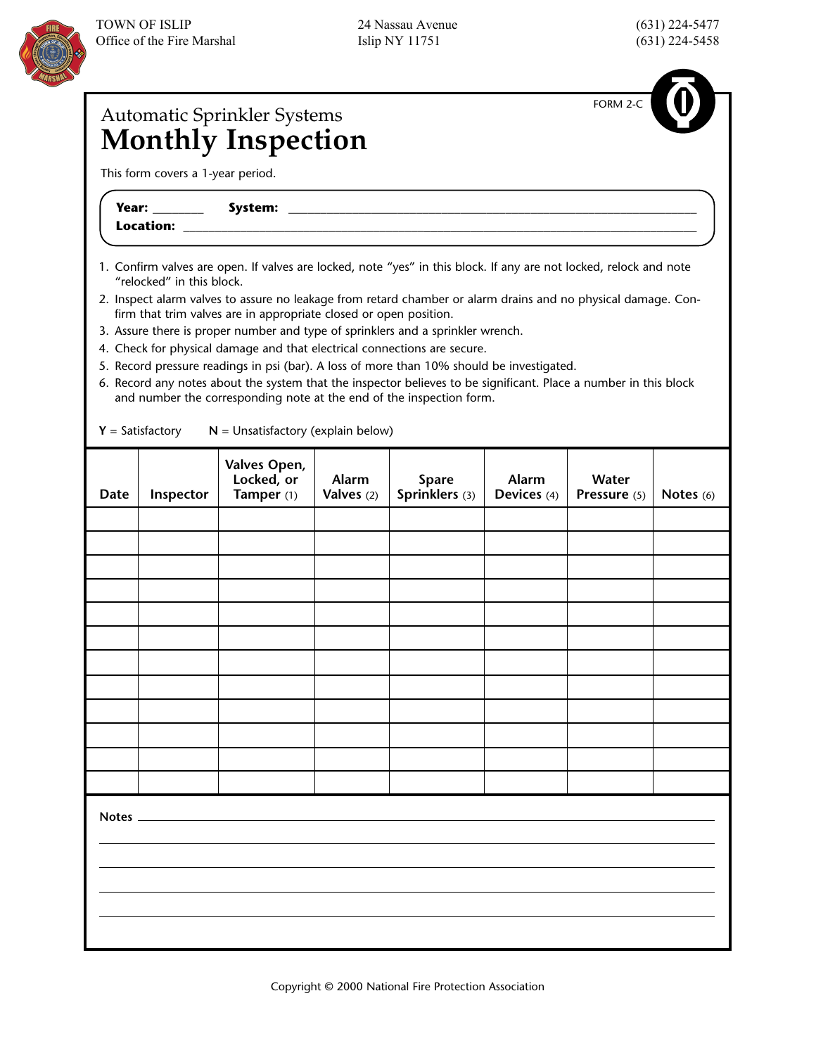TOWN OF ISLIP
Office of the Fire Marshal

24 Nassau Avenue
Islip NY 11751

(631) 224-5477
(631) 224-5458

FORM 2-C

Automatic Sprinkler Systems

# Monthly Inspection

This form covers a 1-year period.

**Year:** ________ **System:** ____________________________________________

**Location:** ____________________________________________________________

1. Confirm valves are open. If valves are locked, note "yes" in this block. If any are not locked, relock and note "relocked" in this block.
2. Inspect alarm valves to assure no leakage from retard chamber or alarm drains and no physical damage. Confirm that trim valves are in appropriate closed or open position.
3. Assure there is proper number and type of sprinklers and a sprinkler wrench.
4. Check for physical damage and that electrical connections are secure.
5. Record pressure readings in psi (bar). A loss of more than 10% should be investigated.
6. Record any notes about the system that the inspector believes to be significant. Place a number in this block and number the corresponding note at the end of the inspection form.

**Y** = Satisfactory **N** = Unsatisfactory (explain below)

| Date | Inspector | Valves Open, Locked, or Tamper (1) | Alarm Valves (2) | Spare Sprinklers (3) | Alarm Devices (4) | Water Pressure (5) | Notes (6) |
|---|---|---|---|---|---|---|---|
| | | | | | | | |
| | | | | | | | |
| | | | | | | | |
| | | | | | | | |
| | | | | | | | |
| | | | | | | | |
| | | | | | | | |
| | | | | | | | |
| | | | | | | | |
| | | | | | | | |
| | | | | | | | |
| | | | | | | | |

**Notes** ____________________________________________________________

______________________________________________________________________

______________________________________________________________________

______________________________________________________________________

______________________________________________________________________

Copyright © 2000 National Fire Protection Association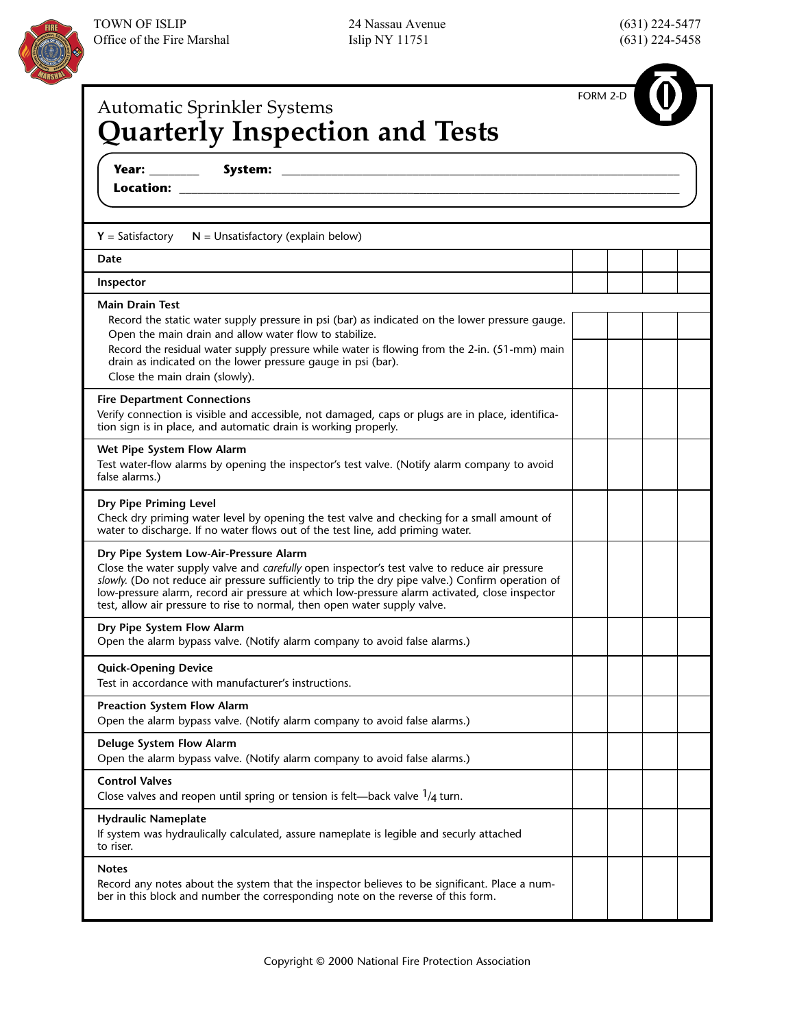TOWN OF ISLIP
Office of the Fire Marshal

24 Nassau Avenue
Islip NY 11751

(631) 224-5477
(631) 224-5458

FORM 2-D

Automatic Sprinkler Systems

# Quarterly Inspection and Tests

**Year:** ________ **System:** ____________________________________________

**Location:** ____________________________________________________________

**Y** = Satisfactory **N** = Unsatisfactory (explain below)

| | | | | |
|---|---|---|---|---|
| **Date** | | | | |
| **Inspector** | | | | |
| **Main Drain Test** | | | | |
| Record the static water supply pressure in psi (bar) as indicated on the lower pressure gauge. | | | | |
| Open the main drain and allow water flow to stabilize. Record the residual water supply pressure while water is flowing from the 2-in. (51-mm) main drain as indicated on the lower pressure gauge in psi (bar). Close the main drain (slowly). | | | | |
| **Fire Department Connections**<br>Verify connection is visible and accessible, not damaged, caps or plugs are in place, identification sign is in place, and automatic drain is working properly. | | | | |
| **Wet Pipe System Flow Alarm**<br>Test water-flow alarms by opening the inspector's test valve. (Notify alarm company to avoid false alarms.) | | | | |
| **Dry Pipe Priming Level**<br>Check dry priming water level by opening the test valve and checking for a small amount of water to discharge. If no water flows out of the test line, add priming water. | | | | |
| **Dry Pipe System Low-Air-Pressure Alarm**<br>Close the water supply valve and *carefully* open inspector's test valve to reduce air pressure *slowly.* (Do not reduce air pressure sufficiently to trip the dry pipe valve.) Confirm operation of low-pressure alarm, record air pressure at which low-pressure alarm activated, close inspector test, allow air pressure to rise to normal, then open water supply valve. | | | | |
| **Dry Pipe System Flow Alarm**<br>Open the alarm bypass valve. (Notify alarm company to avoid false alarms.) | | | | |
| **Quick-Opening Device**<br>Test in accordance with manufacturer's instructions. | | | | |
| **Preaction System Flow Alarm**<br>Open the alarm bypass valve. (Notify alarm company to avoid false alarms.) | | | | |
| **Deluge System Flow Alarm**<br>Open the alarm bypass valve. (Notify alarm company to avoid false alarms.) | | | | |
| **Control Valves**<br>Close valves and reopen until spring or tension is felt—back valve 1/4 turn. | | | | |
| **Hydraulic Nameplate**<br>If system was hydraulically calculated, assure nameplate is legible and securly attached to riser. | | | | |
| **Notes**<br>Record any notes about the system that the inspector believes to be significant. Place a number in this block and number the corresponding note on the reverse of this form. | | | | |

Copyright © 2000 National Fire Protection Association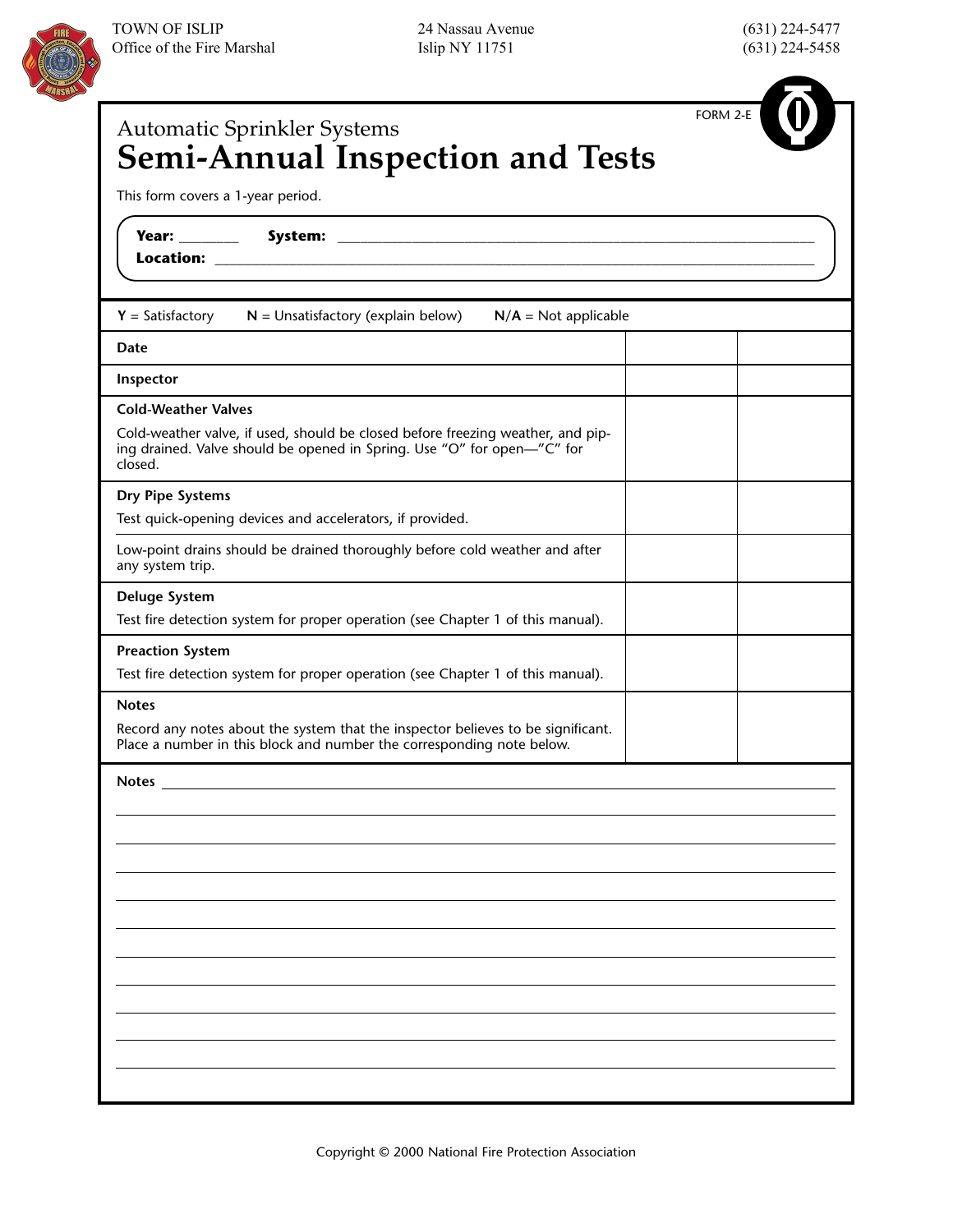TOWN OF ISLIP
Office of the Fire Marshal

24 Nassau Avenue
Islip NY 11751

(631) 224-5477
(631) 224-5458

FORM 2-E

Automatic Sprinkler Systems

# Semi-Annual Inspection and Tests

This form covers a 1-year period.

**Year:** ________ **System:** ______________________________

**Location:** ______________________________

**Y** = Satisfactory **N** = Unsatisfactory (explain below) **N/A** = Not applicable

| | | |
|---|---|---|
| **Date** | | |
| **Inspector** | | |
| **Cold-Weather Valves**<br>Cold-weather valve, if used, should be closed before freezing weather, and piping drained. Valve should be opened in Spring. Use "O" for open—"C" for closed. | | |
| **Dry Pipe Systems**<br>Test quick-opening devices and accelerators, if provided. | | |
| Low-point drains should be drained thoroughly before cold weather and after any system trip. | | |
| **Deluge System**<br>Test fire detection system for proper operation (see Chapter 1 of this manual). | | |
| **Preaction System**<br>Test fire detection system for proper operation (see Chapter 1 of this manual). | | |
| **Notes**<br>Record any notes about the system that the inspector believes to be significant. Place a number in this block and number the corresponding note below. | | |

**Notes** ______________________________

Copyright © 2000 National Fire Protection Association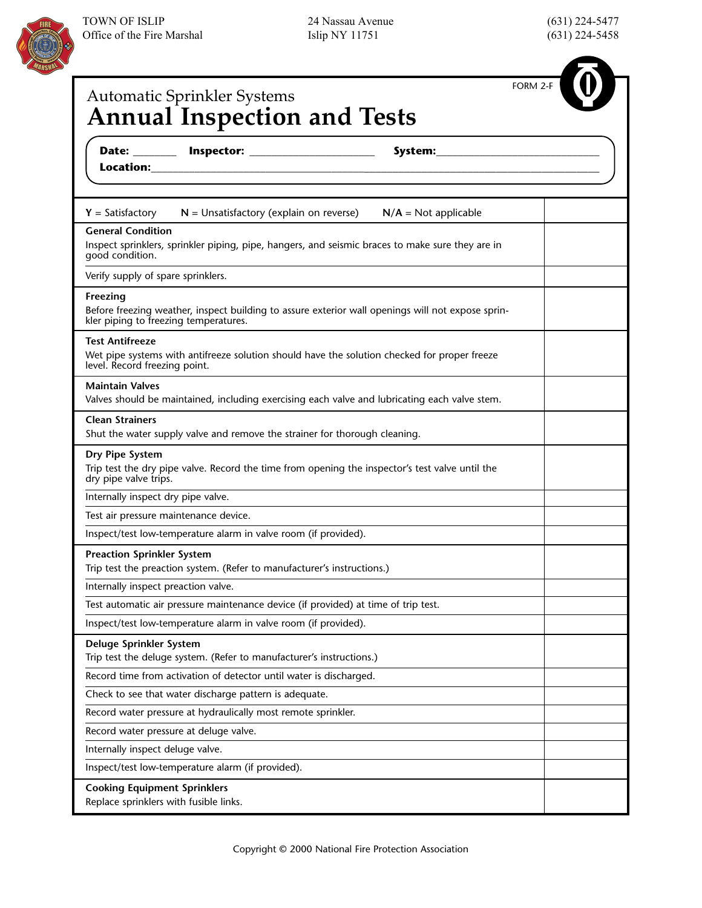TOWN OF ISLIP
Office of the Fire Marshal

24 Nassau Avenue
Islip NY 11751

(631) 224-5477
(631) 224-5458

FORM 2-F

Automatic Sprinkler Systems

# Annual Inspection and Tests

**Date:** _______ **Inspector:** _____________________ **System:**___________________________

**Location:**_____________________________________________________________________________

| **Y** = Satisfactory **N** = Unsatisfactory (explain on reverse) **N/A** = Not applicable | |
|---|---|
| **General Condition**<br>Inspect sprinklers, sprinkler piping, pipe, hangers, and seismic braces to make sure they are in good condition. | |
| Verify supply of spare sprinklers. | |
| **Freezing**<br>Before freezing weather, inspect building to assure exterior wall openings will not expose sprinkler piping to freezing temperatures. | |
| **Test Antifreeze**<br>Wet pipe systems with antifreeze solution should have the solution checked for proper freeze level. Record freezing point. | |
| **Maintain Valves**<br>Valves should be maintained, including exercising each valve and lubricating each valve stem. | |
| **Clean Strainers**<br>Shut the water supply valve and remove the strainer for thorough cleaning. | |
| **Dry Pipe System**<br>Trip test the dry pipe valve. Record the time from opening the inspector's test valve until the dry pipe valve trips. | |
| Internally inspect dry pipe valve. | |
| Test air pressure maintenance device. | |
| Inspect/test low-temperature alarm in valve room (if provided). | |
| **Preaction Sprinkler System**<br>Trip test the preaction system. (Refer to manufacturer's instructions.) | |
| Internally inspect preaction valve. | |
| Test automatic air pressure maintenance device (if provided) at time of trip test. | |
| Inspect/test low-temperature alarm in valve room (if provided). | |
| **Deluge Sprinkler System**<br>Trip test the deluge system. (Refer to manufacturer's instructions.) | |
| Record time from activation of detector until water is discharged. | |
| Check to see that water discharge pattern is adequate. | |
| Record water pressure at hydraulically most remote sprinkler. | |
| Record water pressure at deluge valve. | |
| Internally inspect deluge valve. | |
| Inspect/test low-temperature alarm (if provided). | |
| **Cooking Equipment Sprinklers**<br>Replace sprinklers with fusible links. | |

Copyright © 2000 National Fire Protection Association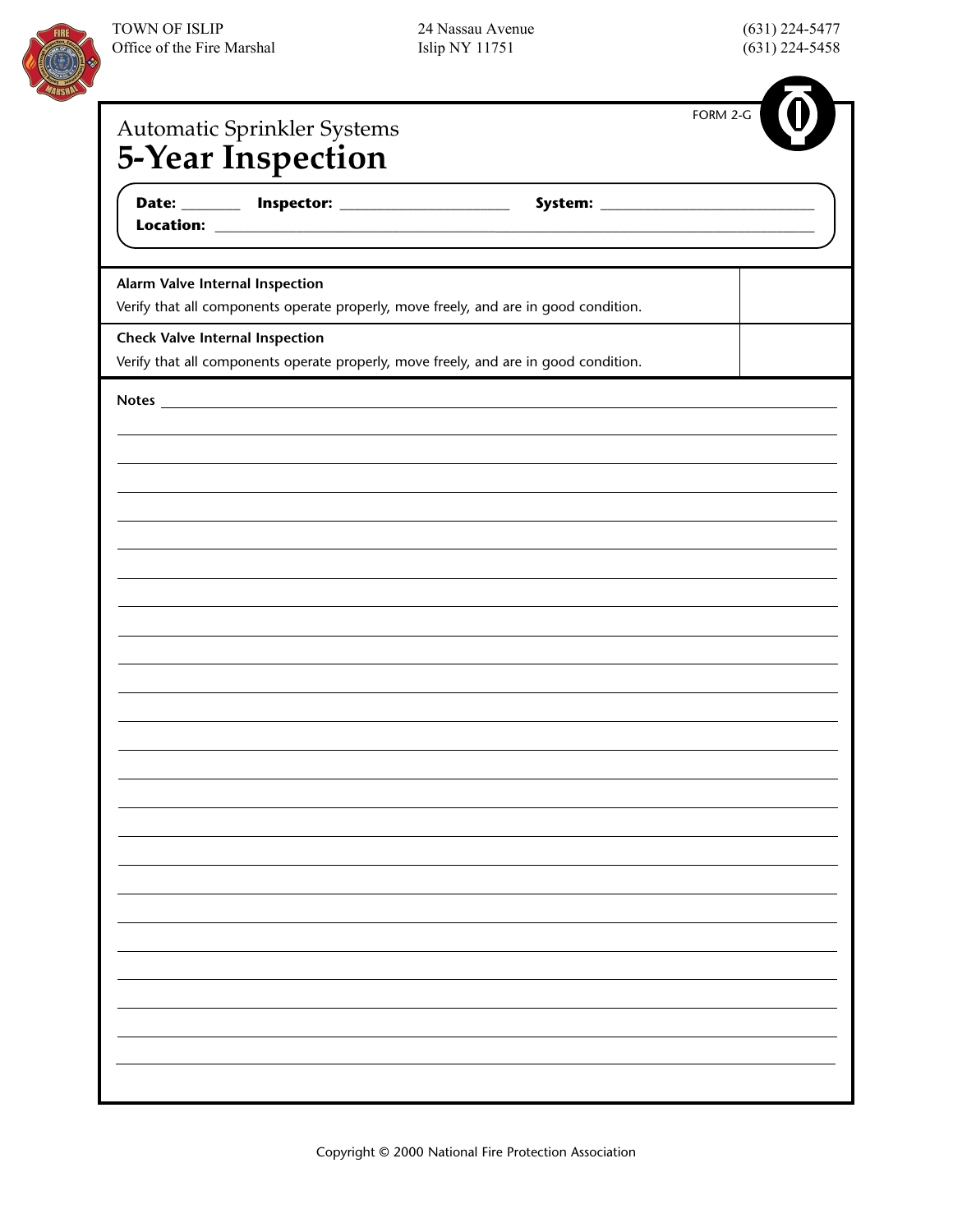TOWN OF ISLIP
Office of the Fire Marshal

24 Nassau Avenue
Islip NY 11751

(631) 224-5477
(631) 224-5458

FORM 2-G

Automatic Sprinkler Systems

# 5-Year Inspection

**Date:** _______ **Inspector:** _____________________ **System:** ___________________________

**Location:** ______________________________________________________________________________

| | |
|---|---|
| **Alarm Valve Internal Inspection**<br>Verify that all components operate properly, move freely, and are in good condition. | |
| **Check Valve Internal Inspection**<br>Verify that all components operate properly, move freely, and are in good condition. | |

**Notes** ______________________________________________________________________________

Copyright © 2000 National Fire Protection Association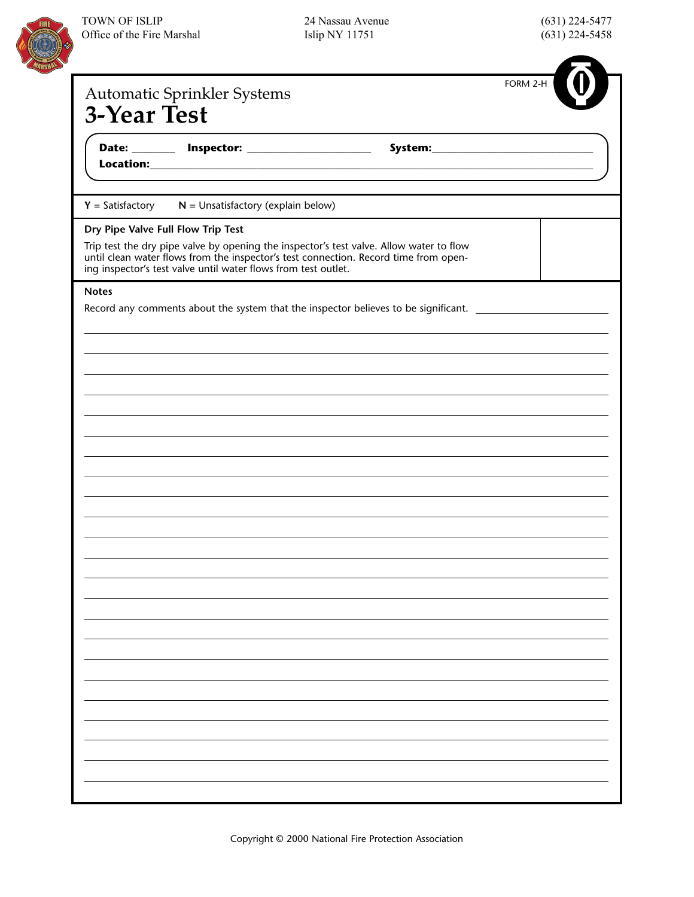TOWN OF ISLIP
Office of the Fire Marshal

24 Nassau Avenue
Islip NY 11751

(631) 224-5477
(631) 224-5458

FORM 2-H

# Automatic Sprinkler Systems
# 3-Year Test

**Date:** _______ **Inspector:** ____________________ **System:** ____________________________

**Location:** ______________________________________________________________________________

**Y** = Satisfactory **N** = Unsatisfactory (explain below)

| **Dry Pipe Valve Full Flow Trip Test**<br>Trip test the dry pipe valve by opening the inspector's test valve. Allow water to flow until clean water flows from the inspector's test connection. Record time from opening inspector's test valve until water flows from test outlet. | |
|---|---|

**Notes**

Record any comments about the system that the inspector believes to be significant. ____________________

________________________________________________________________________________

________________________________________________________________________________

________________________________________________________________________________

________________________________________________________________________________

________________________________________________________________________________

________________________________________________________________________________

________________________________________________________________________________

________________________________________________________________________________

________________________________________________________________________________

________________________________________________________________________________

________________________________________________________________________________

________________________________________________________________________________

________________________________________________________________________________

________________________________________________________________________________

________________________________________________________________________________

________________________________________________________________________________

________________________________________________________________________________

________________________________________________________________________________

________________________________________________________________________________

________________________________________________________________________________

________________________________________________________________________________

________________________________________________________________________________

Copyright © 2000 National Fire Protection Association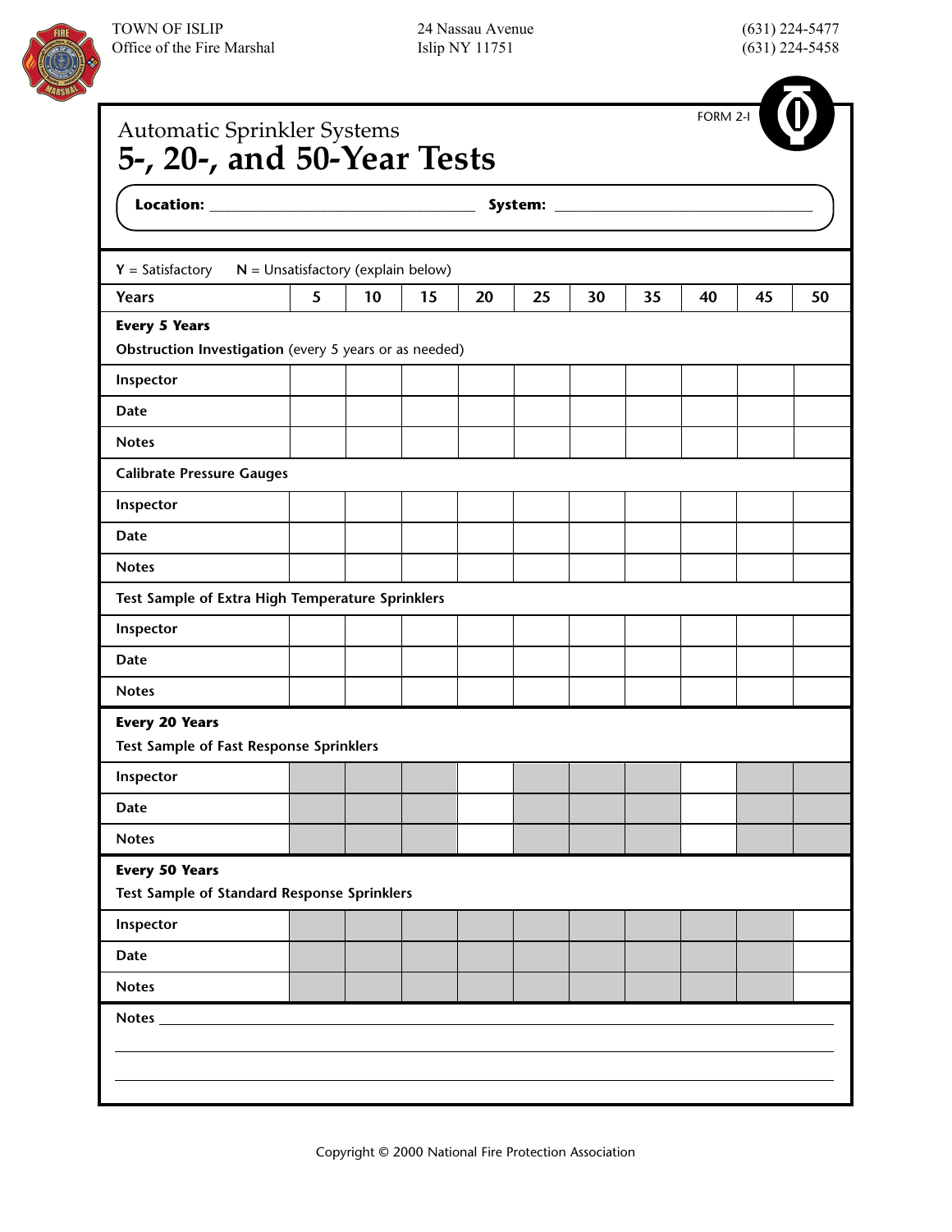TOWN OF ISLIP
Office of the Fire Marshal

24 Nassau Avenue
Islip NY 11751

(631) 224-5477
(631) 224-5458

FORM 2-I

# Automatic Sprinkler Systems
## 5-, 20-, and 50-Year Tests

**Location:** ______________________________ **System:** ______________________________

**Y** = Satisfactory **N** = Unsatisfactory (explain below)

| Years | 5 | 10 | 15 | 20 | 25 | 30 | 35 | 40 | 45 | 50 |
|---|---|---|---|---|---|---|---|---|---|---|
| **Every 5 Years** | | | | | | | | | | |
| **Obstruction Investigation** (every 5 years or as needed) | | | | | | | | | | |
| Inspector | | | | | | | | | | |
| Date | | | | | | | | | | |
| Notes | | | | | | | | | | |
| **Calibrate Pressure Gauges** | | | | | | | | | | |
| Inspector | | | | | | | | | | |
| Date | | | | | | | | | | |
| Notes | | | | | | | | | | |
| **Test Sample of Extra High Temperature Sprinklers** | | | | | | | | | | |
| Inspector | | | | | | | | | | |
| Date | | | | | | | | | | |
| Notes | | | | | | | | | | |
| **Every 20 Years** | | | | | | | | | | |
| **Test Sample of Fast Response Sprinklers** | | | | | | | | | | |
| Inspector | | | | | | | | | | |
| Date | | | | | | | | | | |
| Notes | | | | | | | | | | |
| **Every 50 Years** | | | | | | | | | | |
| **Test Sample of Standard Response Sprinklers** | | | | | | | | | | |
| Inspector | | | | | | | | | | |
| Date | | | | | | | | | | |
| Notes | | | | | | | | | | |

**Notes** ____________________________________________________________

______________________________________________________________________

______________________________________________________________________

Copyright © 2000 National Fire Protection Association